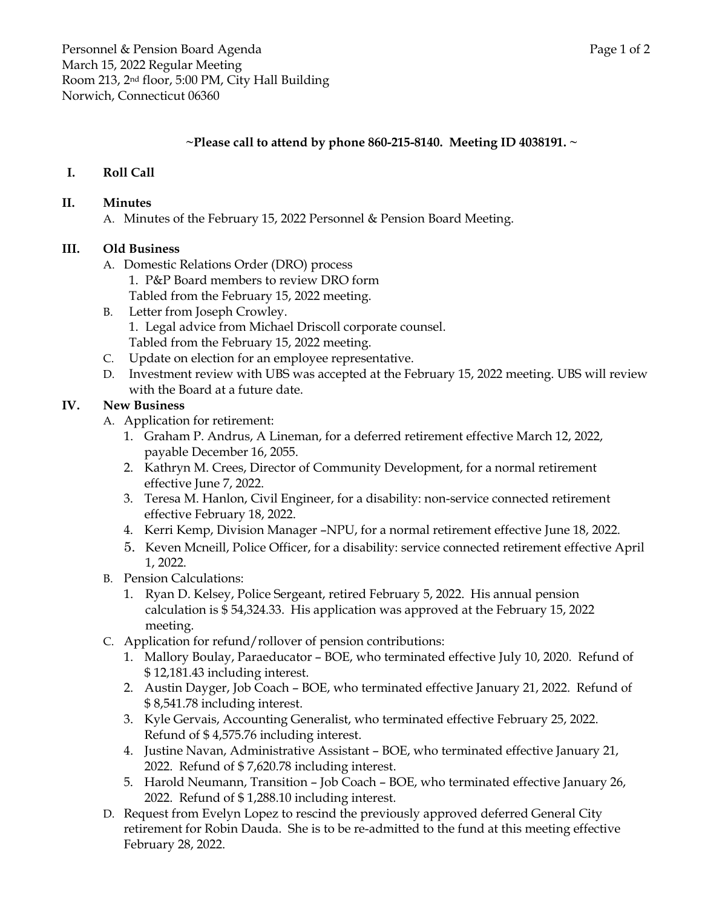Personnel & Pension Board Agenda
March 15, 2022 Regular Meeting
Room 213, 2nd floor, 5:00 PM, City Hall Building
Norwich, Connecticut 06360

**~Please call to attend by phone 860-215-8140. Meeting ID 4038191. ~**

## I. Roll Call

## II. Minutes

A. Minutes of the February 15, 2022 Personnel & Pension Board Meeting.

## III. Old Business

A. Domestic Relations Order (DRO) process
   1. P&P Board members to review DRO form
   Tabled from the February 15, 2022 meeting.

B. Letter from Joseph Crowley.
   1. Legal advice from Michael Driscoll corporate counsel.
   Tabled from the February 15, 2022 meeting.

C. Update on election for an employee representative.

D. Investment review with UBS was accepted at the February 15, 2022 meeting. UBS will review with the Board at a future date.

## IV. New Business

A. Application for retirement:
   1. Graham P. Andrus, A Lineman, for a deferred retirement effective March 12, 2022, payable December 16, 2055.
   2. Kathryn M. Crees, Director of Community Development, for a normal retirement effective June 7, 2022.
   3. Teresa M. Hanlon, Civil Engineer, for a disability: non-service connected retirement effective February 18, 2022.
   4. Kerri Kemp, Division Manager –NPU, for a normal retirement effective June 18, 2022.
   5. Keven Mcneill, Police Officer, for a disability: service connected retirement effective April 1, 2022.

B. Pension Calculations:
   1. Ryan D. Kelsey, Police Sergeant, retired February 5, 2022. His annual pension calculation is $ 54,324.33. His application was approved at the February 15, 2022 meeting.

C. Application for refund/rollover of pension contributions:
   1. Mallory Boulay, Paraeducator – BOE, who terminated effective July 10, 2020. Refund of $ 12,181.43 including interest.
   2. Austin Dayger, Job Coach – BOE, who terminated effective January 21, 2022. Refund of $ 8,541.78 including interest.
   3. Kyle Gervais, Accounting Generalist, who terminated effective February 25, 2022. Refund of $ 4,575.76 including interest.
   4. Justine Navan, Administrative Assistant – BOE, who terminated effective January 21, 2022. Refund of $ 7,620.78 including interest.
   5. Harold Neumann, Transition – Job Coach – BOE, who terminated effective January 26, 2022. Refund of $ 1,288.10 including interest.

D. Request from Evelyn Lopez to rescind the previously approved deferred General City retirement for Robin Dauda. She is to be re-admitted to the fund at this meeting effective February 28, 2022.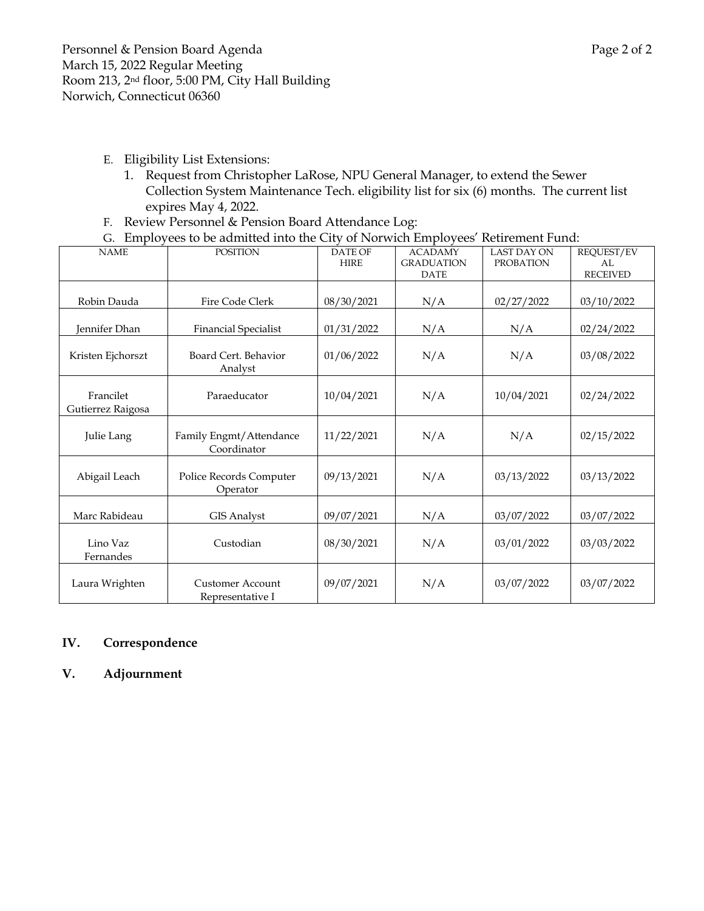E. Eligibility List Extensions:
   1. Request from Christopher LaRose, NPU General Manager, to extend the Sewer Collection System Maintenance Tech. eligibility list for six (6) months. The current list expires May 4, 2022.

F. Review Personnel & Pension Board Attendance Log:

G. Employees to be admitted into the City of Norwich Employees' Retirement Fund:

| NAME | POSITION | DATE OF HIRE | ACADAMY GRADUATION DATE | LAST DAY ON PROBATION | REQUEST/EVAL RECEIVED |
|---|---|---|---|---|---|
| Robin Dauda | Fire Code Clerk | 08/30/2021 | N/A | 02/27/2022 | 03/10/2022 |
| Jennifer Dhan | Financial Specialist | 01/31/2022 | N/A | N/A | 02/24/2022 |
| Kristen Ejchorszt | Board Cert. Behavior Analyst | 01/06/2022 | N/A | N/A | 03/08/2022 |
| Francilet Gutierrez Raigosa | Paraeducator | 10/04/2021 | N/A | 10/04/2021 | 02/24/2022 |
| Julie Lang | Family Engmt/Attendance Coordinator | 11/22/2021 | N/A | N/A | 02/15/2022 |
| Abigail Leach | Police Records Computer Operator | 09/13/2021 | N/A | 03/13/2022 | 03/13/2022 |
| Marc Rabideau | GIS Analyst | 09/07/2021 | N/A | 03/07/2022 | 03/07/2022 |
| Lino Vaz Fernandes | Custodian | 08/30/2021 | N/A | 03/01/2022 | 03/03/2022 |
| Laura Wrighten | Customer Account Representative I | 09/07/2021 | N/A | 03/07/2022 | 03/07/2022 |

## IV. Correspondence

## V. Adjournment